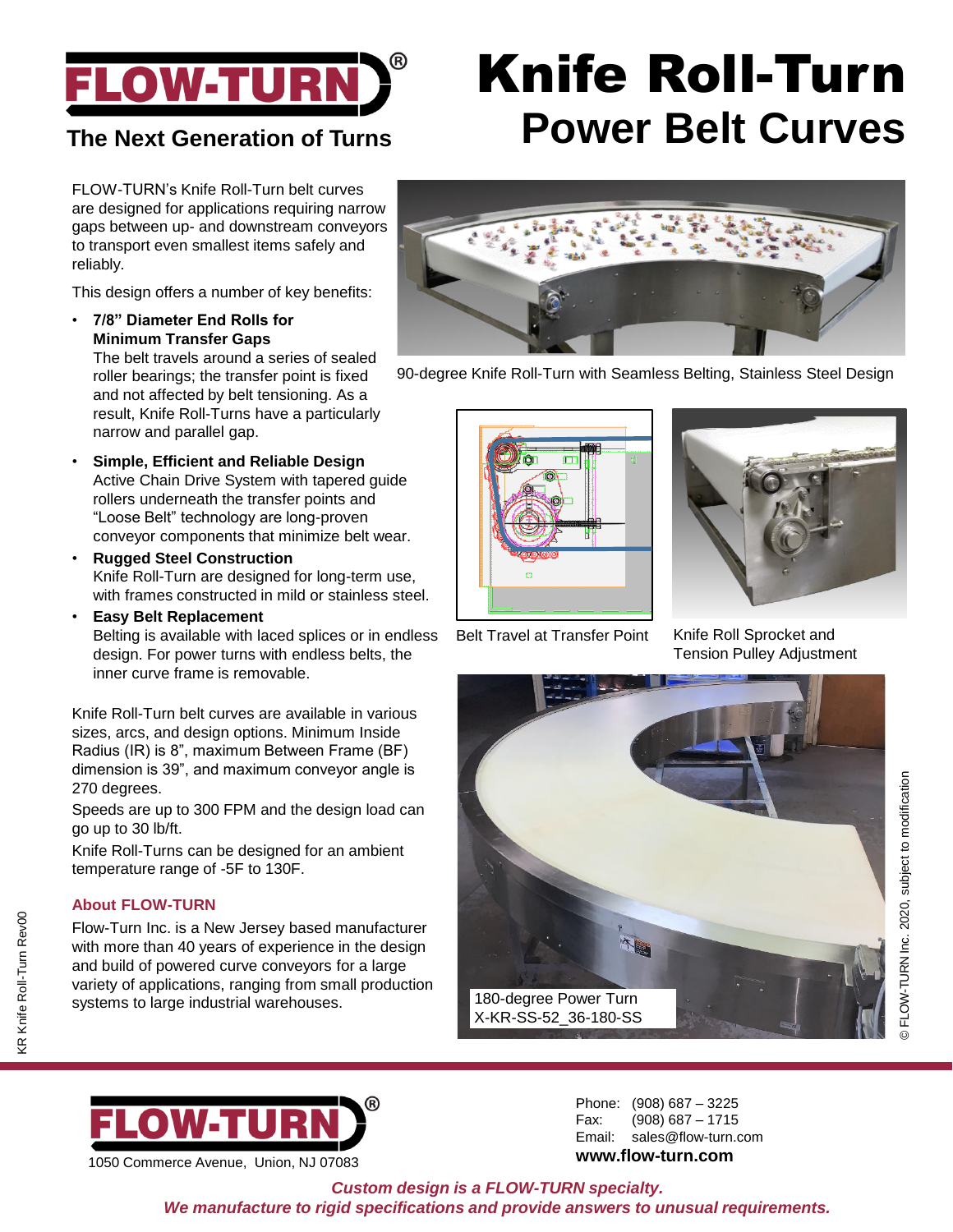# FLOW-TURN®

## The Next Generation of Turns

# Knife Roll-Turn

## Power Belt Curves

FLOW-TURN's Knife Roll-Turn belt curves are designed for applications requiring narrow gaps between up- and downstream conveyors to transport even smallest items safely and reliably.

This design offers a number of key benefits:

- **7/8" Diameter End Rolls for Minimum Transfer Gaps**
  The belt travels around a series of sealed roller bearings; the transfer point is fixed and not affected by belt tensioning. As a result, Knife Roll-Turns have a particularly narrow and parallel gap.
- **Simple, Efficient and Reliable Design**
  Active Chain Drive System with tapered guide rollers underneath the transfer points and "Loose Belt" technology are long-proven conveyor components that minimize belt wear.
- **Rugged Steel Construction**
  Knife Roll-Turn are designed for long-term use, with frames constructed in mild or stainless steel.
- **Easy Belt Replacement**
  Belting is available with laced splices or in endless design. For power turns with endless belts, the inner curve frame is removable.

Knife Roll-Turn belt curves are available in various sizes, arcs, and design options. Minimum Inside Radius (IR) is 8", maximum Between Frame (BF) dimension is 39", and maximum conveyor angle is 270 degrees.

Speeds are up to 300 FPM and the design load can go up to 30 lb/ft.

Knife Roll-Turns can be designed for an ambient temperature range of -5F to 130F.

### About FLOW-TURN

Flow-Turn Inc. is a New Jersey based manufacturer with more than 40 years of experience in the design and build of powered curve conveyors for a large variety of applications, ranging from small production systems to large industrial warehouses.

90-degree Knife Roll-Turn with Seamless Belting, Stainless Steel Design

Belt Travel at Transfer Point

Knife Roll Sprocket and Tension Pulley Adjustment

180-degree Power Turn
X-KR-SS-52_36-180-SS

© FLOW-TURN Inc. 2020, subject to modification

KR Knife Roll-Turn Rev00

FLOW-TURN®
1050 Commerce Avenue, Union, NJ 07083

Phone: (908) 687 – 3225
Fax: (908) 687 – 1715
Email: sales@flow-turn.com
**www.flow-turn.com**

*Custom design is a FLOW-TURN specialty.*
*We manufacture to rigid specifications and provide answers to unusual requirements.*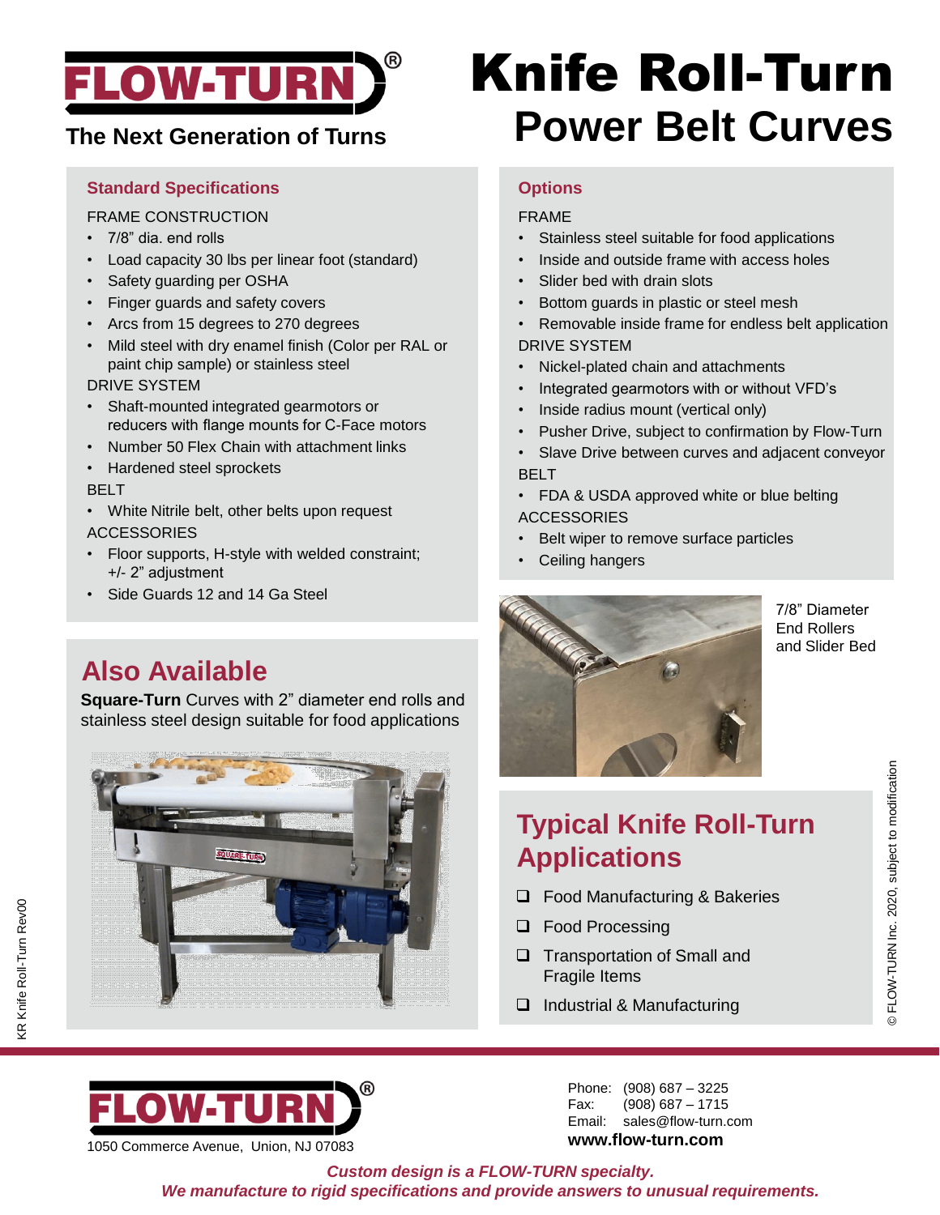# FLOW-TURN®

**The Next Generation of Turns**

# Knife Roll-Turn
## Power Belt Curves

### Standard Specifications

FRAME CONSTRUCTION

- 7/8" dia. end rolls
- Load capacity 30 lbs per linear foot (standard)
- Safety guarding per OSHA
- Finger guards and safety covers
- Arcs from 15 degrees to 270 degrees
- Mild steel with dry enamel finish (Color per RAL or paint chip sample) or stainless steel

DRIVE SYSTEM

- Shaft-mounted integrated gearmotors or reducers with flange mounts for C-Face motors
- Number 50 Flex Chain with attachment links
- Hardened steel sprockets

BELT

- White Nitrile belt, other belts upon request

ACCESSORIES

- Floor supports, H-style with welded constraint; +/- 2" adjustment
- Side Guards 12 and 14 Ga Steel

### Options

FRAME

- Stainless steel suitable for food applications
- Inside and outside frame with access holes
- Slider bed with drain slots
- Bottom guards in plastic or steel mesh
- Removable inside frame for endless belt application

DRIVE SYSTEM

- Nickel-plated chain and attachments
- Integrated gearmotors with or without VFD's
- Inside radius mount (vertical only)
- Pusher Drive, subject to confirmation by Flow-Turn
- Slave Drive between curves and adjacent conveyor

BELT

- FDA & USDA approved white or blue belting

ACCESSORIES

- Belt wiper to remove surface particles
- Ceiling hangers

7/8" Diameter End Rollers and Slider Bed

## Also Available

**Square-Turn** Curves with 2" diameter end rolls and stainless steel design suitable for food applications

## Typical Knife Roll-Turn Applications

- ❑ Food Manufacturing & Bakeries
- ❑ Food Processing
- ❑ Transportation of Small and Fragile Items
- ❑ Industrial & Manufacturing

© FLOW-TURN Inc. 2020, subject to modification

KR Knife Roll-Turn Rev00

**FLOW-TURN®**

1050 Commerce Avenue, Union, NJ 07083

Phone: (908) 687 – 3225
Fax: (908) 687 – 1715
Email: sales@flow-turn.com
**www.flow-turn.com**

*Custom design is a FLOW-TURN specialty.*
*We manufacture to rigid specifications and provide answers to unusual requirements.*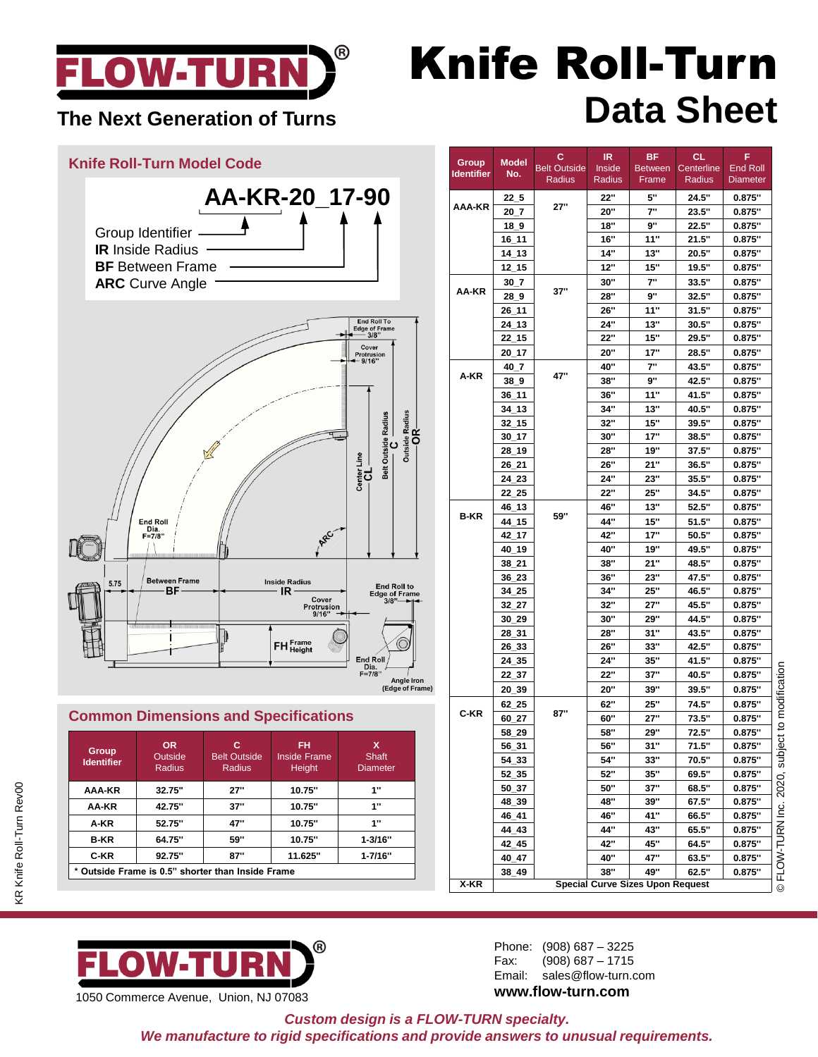# FLOW-TURN®

**The Next Generation of Turns**

# Knife Roll-Turn
## Data Sheet

### Knife Roll-Turn Model Code

**AA-KR-20_17-90**

- Group Identifier
- **IR** Inside Radius
- **BF** Between Frame
- **ARC** Curve Angle

End Roll To Edge of Frame 3/8"
Cover Protrusion 9/16"
Belt Outside Radius C
Outside Radius OR
Center Line CL
End Roll Dia. F=7/8"
ARC
5.75
Between Frame BF
Inside Radius IR
Cover Protrusion 9/16"
End Roll to Edge of Frame 3/8"
FH Frame Height
End Roll Dia. F=7/8"
Angle Iron (Edge of Frame)

### Common Dimensions and Specifications

| Group Identifier | OR Outside Radius | C Belt Outside Radius | FH Inside Frame Height | X Shaft Diameter |
|---|---|---|---|---|
| AAA-KR | 32.75" | 27" | 10.75" | 1" |
| AA-KR | 42.75" | 37" | 10.75" | 1" |
| A-KR | 52.75" | 47" | 10.75" | 1" |
| B-KR | 64.75" | 59" | 10.75" | 1-3/16" |
| C-KR | 92.75" | 87" | 11.625" | 1-7/16" |

\* Outside Frame is 0.5" shorter than Inside Frame

| Group Identifier | Model No. | C Belt Outside Radius | IR Inside Radius | BF Between Frame | CL Centerline Radius | F End Roll Diameter |
|---|---|---|---|---|---|---|
| AAA-KR | 22_5 | 27" | 22" | 5" | 24.5" | 0.875" |
| | 20_7 | | 20" | 7" | 23.5" | 0.875" |
| | 18_9 | | 18" | 9" | 22.5" | 0.875" |
| | 16_11 | | 16" | 11" | 21.5" | 0.875" |
| | 14_13 | | 14" | 13" | 20.5" | 0.875" |
| | 12_15 | | 12" | 15" | 19.5" | 0.875" |
| AA-KR | 30_7 | 37" | 30" | 7" | 33.5" | 0.875" |
| | 28_9 | | 28" | 9" | 32.5" | 0.875" |
| | 26_11 | | 26" | 11" | 31.5" | 0.875" |
| | 24_13 | | 24" | 13" | 30.5" | 0.875" |
| | 22_15 | | 22" | 15" | 29.5" | 0.875" |
| | 20_17 | | 20" | 17" | 28.5" | 0.875" |
| A-KR | 40_7 | 47" | 40" | 7" | 43.5" | 0.875" |
| | 38_9 | | 38" | 9" | 42.5" | 0.875" |
| | 36_11 | | 36" | 11" | 41.5" | 0.875" |
| | 34_13 | | 34" | 13" | 40.5" | 0.875" |
| | 32_15 | | 32" | 15" | 39.5" | 0.875" |
| | 30_17 | | 30" | 17" | 38.5" | 0.875" |
| | 28_19 | | 28" | 19" | 37.5" | 0.875" |
| | 26_21 | | 26" | 21" | 36.5" | 0.875" |
| | 24_23 | | 24" | 23" | 35.5" | 0.875" |
| | 22_25 | | 22" | 25" | 34.5" | 0.875" |
| B-KR | 46_13 | 59" | 46" | 13" | 52.5" | 0.875" |
| | 44_15 | | 44" | 15" | 51.5" | 0.875" |
| | 42_17 | | 42" | 17" | 50.5" | 0.875" |
| | 40_19 | | 40" | 19" | 49.5" | 0.875" |
| | 38_21 | | 38" | 21" | 48.5" | 0.875" |
| | 36_23 | | 36" | 23" | 47.5" | 0.875" |
| | 34_25 | | 34" | 25" | 46.5" | 0.875" |
| | 32_27 | | 32" | 27" | 45.5" | 0.875" |
| | 30_29 | | 30" | 29" | 44.5" | 0.875" |
| | 28_31 | | 28" | 31" | 43.5" | 0.875" |
| | 26_33 | | 26" | 33" | 42.5" | 0.875" |
| | 24_35 | | 24" | 35" | 41.5" | 0.875" |
| | 22_37 | | 22" | 37" | 40.5" | 0.875" |
| | 20_39 | | 20" | 39" | 39.5" | 0.875" |
| C-KR | 62_25 | 87" | 62" | 25" | 74.5" | 0.875" |
| | 60_27 | | 60" | 27" | 73.5" | 0.875" |
| | 58_29 | | 58" | 29" | 72.5" | 0.875" |
| | 56_31 | | 56" | 31" | 71.5" | 0.875" |
| | 54_33 | | 54" | 33" | 70.5" | 0.875" |
| | 52_35 | | 52" | 35" | 69.5" | 0.875" |
| | 50_37 | | 50" | 37" | 68.5" | 0.875" |
| | 48_39 | | 48" | 39" | 67.5" | 0.875" |
| | 46_41 | | 46" | 41" | 66.5" | 0.875" |
| | 44_43 | | 44" | 43" | 65.5" | 0.875" |
| | 42_45 | | 42" | 45" | 64.5" | 0.875" |
| | 40_47 | | 40" | 47" | 63.5" | 0.875" |
| | 38_49 | | 38" | 49" | 62.5" | 0.875" |
| X-KR | Special Curve Sizes Upon Request | | | | | |

© FLOW-TURN Inc. 2020, subject to modification

KR Knife Roll-Turn Rev00

**FLOW-TURN®**

1050 Commerce Avenue, Union, NJ 07083

Phone: (908) 687 – 3225
Fax: (908) 687 – 1715
Email: sales@flow-turn.com
**www.flow-turn.com**

***Custom design is a FLOW-TURN specialty.***
***We manufacture to rigid specifications and provide answers to unusual requirements.***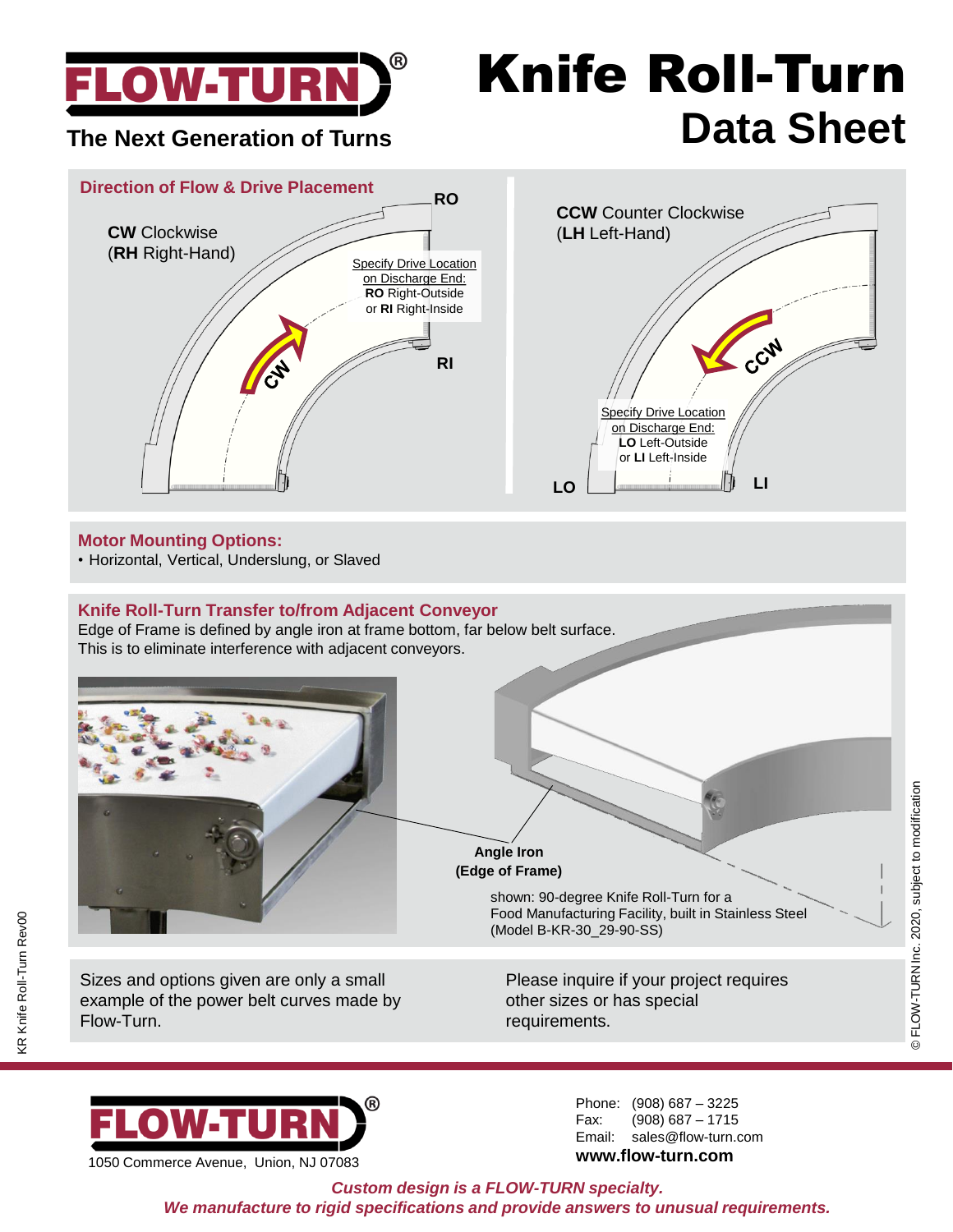# Knife Roll-Turn
## Data Sheet

FLOW-TURN®

**The Next Generation of Turns**

### Direction of Flow & Drive Placement

**CW** Clockwise
(**RH** Right-Hand)

RO

Specify Drive Location on Discharge End:
**RO** Right-Outside
or **RI** Right-Inside

RI

CW

**CCW** Counter Clockwise
(**LH** Left-Hand)

CCW

Specify Drive Location on Discharge End:
**LO** Left-Outside
or **LI** Left-Inside

LO

LI

### Motor Mounting Options:

- Horizontal, Vertical, Underslung, or Slaved

### Knife Roll-Turn Transfer to/from Adjacent Conveyor

Edge of Frame is defined by angle iron at frame bottom, far below belt surface.
This is to eliminate interference with adjacent conveyors.

**Angle Iron**
**(Edge of Frame)**

shown: 90-degree Knife Roll-Turn for a Food Manufacturing Facility, built in Stainless Steel (Model B-KR-30_29-90-SS)

Sizes and options given are only a small example of the power belt curves made by Flow-Turn.

Please inquire if your project requires other sizes or has special requirements.

KR Knife Roll-Turn Rev00

© FLOW-TURN Inc. 2020, subject to modification

FLOW-TURN®

1050 Commerce Avenue, Union, NJ 07083

Phone: (908) 687 – 3225
Fax: (908) 687 – 1715
Email: sales@flow-turn.com
**www.flow-turn.com**

***Custom design is a FLOW-TURN specialty.***
***We manufacture to rigid specifications and provide answers to unusual requirements.***